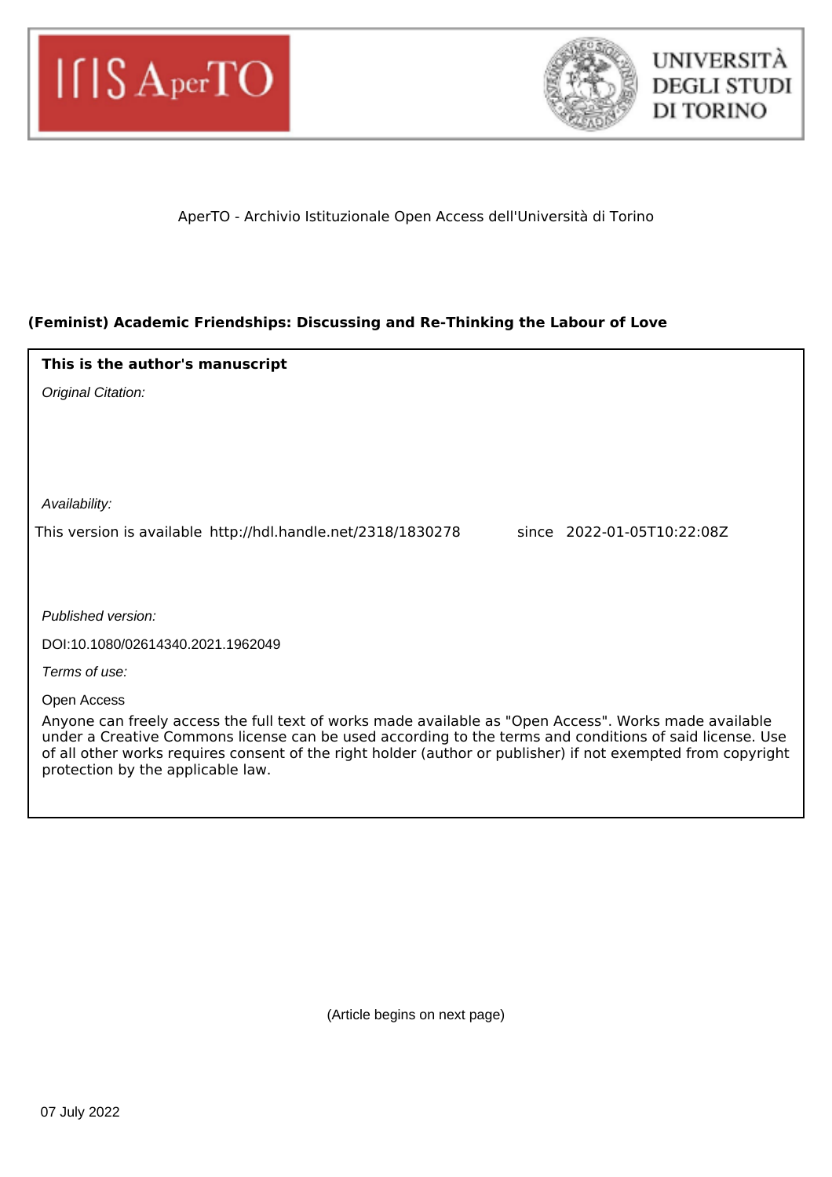AperTO - Archivio Istituzionale Open Access dell'Università di Torino

**(Feminist) Academic Friendships: Discussing and Re-Thinking the Labour of Love**

**This is the author's manuscript**

*Original Citation:*

*Availability:*

This version is available http://hdl.handle.net/2318/1830278 since 2022-01-05T10:22:08Z

*Published version:*

DOI:10.1080/02614340.2021.1962049

*Terms of use:*

Open Access

Anyone can freely access the full text of works made available as "Open Access". Works made available under a Creative Commons license can be used according to the terms and conditions of said license. Use of all other works requires consent of the right holder (author or publisher) if not exempted from copyright protection by the applicable law.

(Article begins on next page)

07 July 2022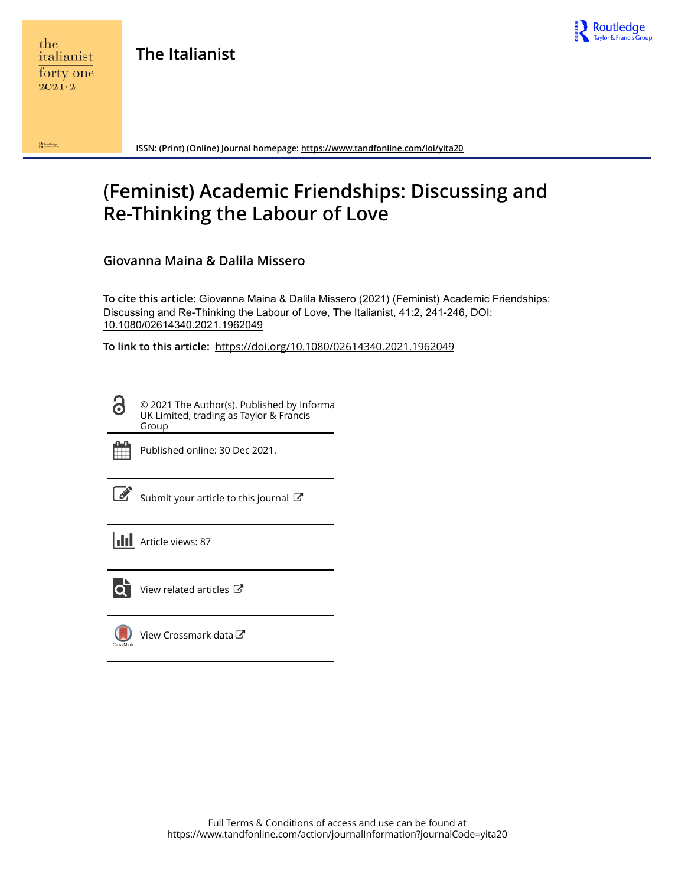# The Italianist

ISSN: (Print) (Online) Journal homepage: https://www.tandfonline.com/loi/yita20

# (Feminist) Academic Friendships: Discussing and Re-Thinking the Labour of Love

**Giovanna Maina & Dalila Missero**

**To cite this article:** Giovanna Maina & Dalila Missero (2021) (Feminist) Academic Friendships: Discussing and Re-Thinking the Labour of Love, The Italianist, 41:2, 241-246, DOI: 10.1080/02614340.2021.1962049

**To link to this article:** https://doi.org/10.1080/02614340.2021.1962049

© 2021 The Author(s). Published by Informa UK Limited, trading as Taylor & Francis Group

Published online: 30 Dec 2021.

Submit your article to this journal

Article views: 87

View related articles

View Crossmark data

Full Terms & Conditions of access and use can be found at https://www.tandfonline.com/action/journalInformation?journalCode=yita20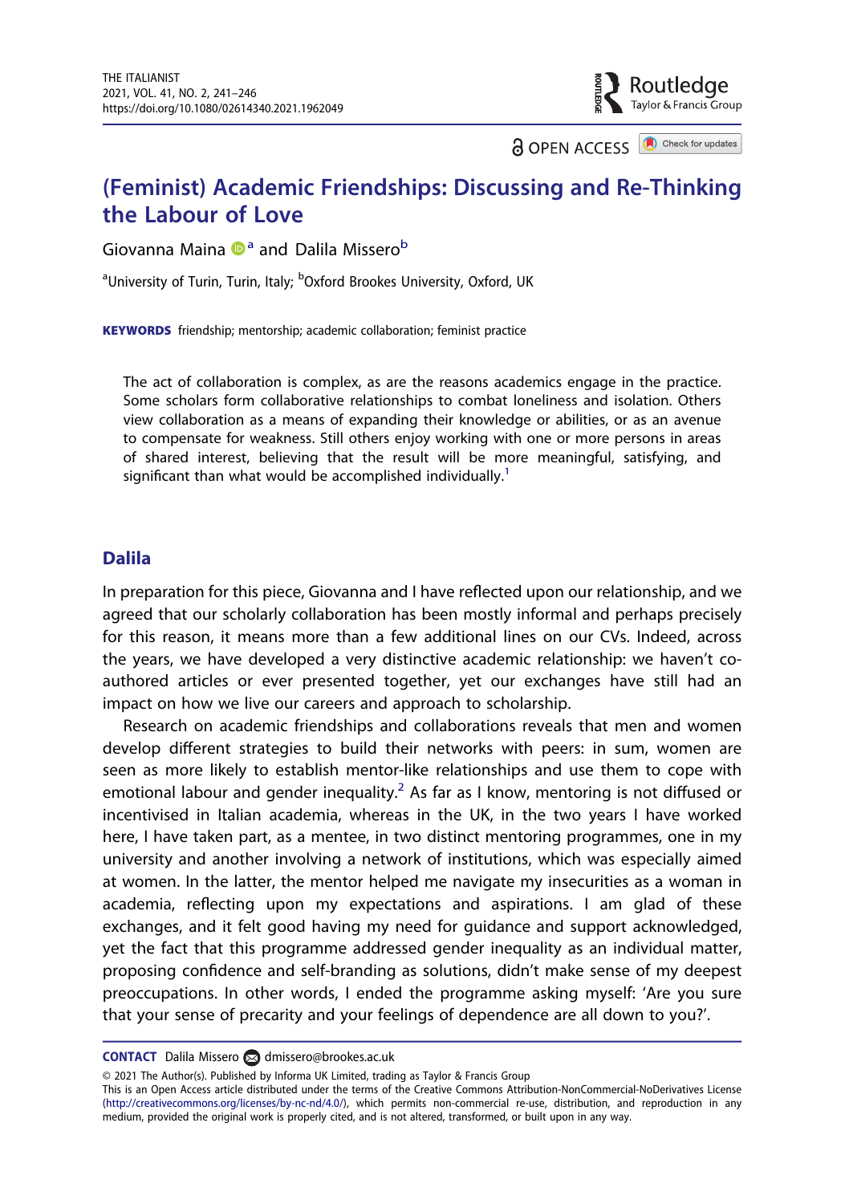# (Feminist) Academic Friendships: Discussing and Re-Thinking the Labour of Love

Giovanna Maina[a] and Dalila Missero[b]

[a]University of Turin, Turin, Italy; [b]Oxford Brookes University, Oxford, UK

**KEYWORDS** friendship; mentorship; academic collaboration; feminist practice

> The act of collaboration is complex, as are the reasons academics engage in the practice. Some scholars form collaborative relationships to combat loneliness and isolation. Others view collaboration as a means of expanding their knowledge or abilities, or as an avenue to compensate for weakness. Still others enjoy working with one or more persons in areas of shared interest, believing that the result will be more meaningful, satisfying, and significant than what would be accomplished individually.[1]

## Dalila

In preparation for this piece, Giovanna and I have reflected upon our relationship, and we agreed that our scholarly collaboration has been mostly informal and perhaps precisely for this reason, it means more than a few additional lines on our CVs. Indeed, across the years, we have developed a very distinctive academic relationship: we haven't co-authored articles or ever presented together, yet our exchanges have still had an impact on how we live our careers and approach to scholarship.

Research on academic friendships and collaborations reveals that men and women develop different strategies to build their networks with peers: in sum, women are seen as more likely to establish mentor-like relationships and use them to cope with emotional labour and gender inequality.[2] As far as I know, mentoring is not diffused or incentivised in Italian academia, whereas in the UK, in the two years I have worked here, I have taken part, as a mentee, in two distinct mentoring programmes, one in my university and another involving a network of institutions, which was especially aimed at women. In the latter, the mentor helped me navigate my insecurities as a woman in academia, reflecting upon my expectations and aspirations. I am glad of these exchanges, and it felt good having my need for guidance and support acknowledged, yet the fact that this programme addressed gender inequality as an individual matter, proposing confidence and self-branding as solutions, didn't make sense of my deepest preoccupations. In other words, I ended the programme asking myself: 'Are you sure that your sense of precarity and your feelings of dependence are all down to you?'.

**CONTACT** Dalila Missero dmissero@brookes.ac.uk

© 2021 The Author(s). Published by Informa UK Limited, trading as Taylor & Francis Group
This is an Open Access article distributed under the terms of the Creative Commons Attribution-NonCommercial-NoDerivatives License (http://creativecommons.org/licenses/by-nc-nd/4.0/), which permits non-commercial re-use, distribution, and reproduction in any medium, provided the original work is properly cited, and is not altered, transformed, or built upon in any way.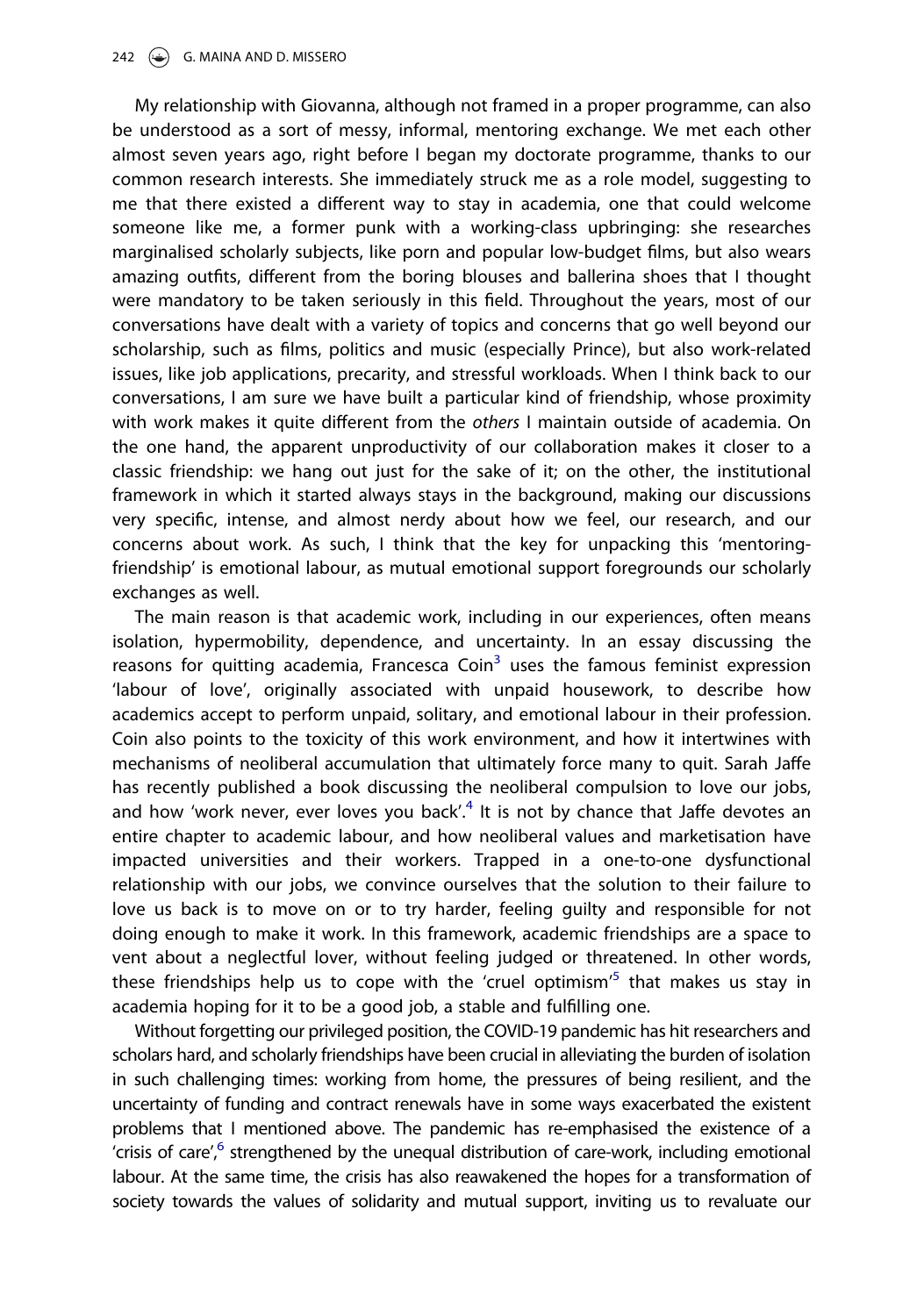My relationship with Giovanna, although not framed in a proper programme, can also be understood as a sort of messy, informal, mentoring exchange. We met each other almost seven years ago, right before I began my doctorate programme, thanks to our common research interests. She immediately struck me as a role model, suggesting to me that there existed a different way to stay in academia, one that could welcome someone like me, a former punk with a working-class upbringing: she researches marginalised scholarly subjects, like porn and popular low-budget films, but also wears amazing outfits, different from the boring blouses and ballerina shoes that I thought were mandatory to be taken seriously in this field. Throughout the years, most of our conversations have dealt with a variety of topics and concerns that go well beyond our scholarship, such as films, politics and music (especially Prince), but also work-related issues, like job applications, precarity, and stressful workloads. When I think back to our conversations, I am sure we have built a particular kind of friendship, whose proximity with work makes it quite different from the *others* I maintain outside of academia. On the one hand, the apparent unproductivity of our collaboration makes it closer to a classic friendship: we hang out just for the sake of it; on the other, the institutional framework in which it started always stays in the background, making our discussions very specific, intense, and almost nerdy about how we feel, our research, and our concerns about work. As such, I think that the key for unpacking this 'mentoring-friendship' is emotional labour, as mutual emotional support foregrounds our scholarly exchanges as well.

The main reason is that academic work, including in our experiences, often means isolation, hypermobility, dependence, and uncertainty. In an essay discussing the reasons for quitting academia, Francesca Coin[3] uses the famous feminist expression 'labour of love', originally associated with unpaid housework, to describe how academics accept to perform unpaid, solitary, and emotional labour in their profession. Coin also points to the toxicity of this work environment, and how it intertwines with mechanisms of neoliberal accumulation that ultimately force many to quit. Sarah Jaffe has recently published a book discussing the neoliberal compulsion to love our jobs, and how 'work never, ever loves you back'.[4] It is not by chance that Jaffe devotes an entire chapter to academic labour, and how neoliberal values and marketisation have impacted universities and their workers. Trapped in a one-to-one dysfunctional relationship with our jobs, we convince ourselves that the solution to their failure to love us back is to move on or to try harder, feeling guilty and responsible for not doing enough to make it work. In this framework, academic friendships are a space to vent about a neglectful lover, without feeling judged or threatened. In other words, these friendships help us to cope with the 'cruel optimism'[5] that makes us stay in academia hoping for it to be a good job, a stable and fulfilling one.

Without forgetting our privileged position, the COVID-19 pandemic has hit researchers and scholars hard, and scholarly friendships have been crucial in alleviating the burden of isolation in such challenging times: working from home, the pressures of being resilient, and the uncertainty of funding and contract renewals have in some ways exacerbated the existent problems that I mentioned above. The pandemic has re-emphasised the existence of a 'crisis of care',[6] strengthened by the unequal distribution of care-work, including emotional labour. At the same time, the crisis has also reawakened the hopes for a transformation of society towards the values of solidarity and mutual support, inviting us to revaluate our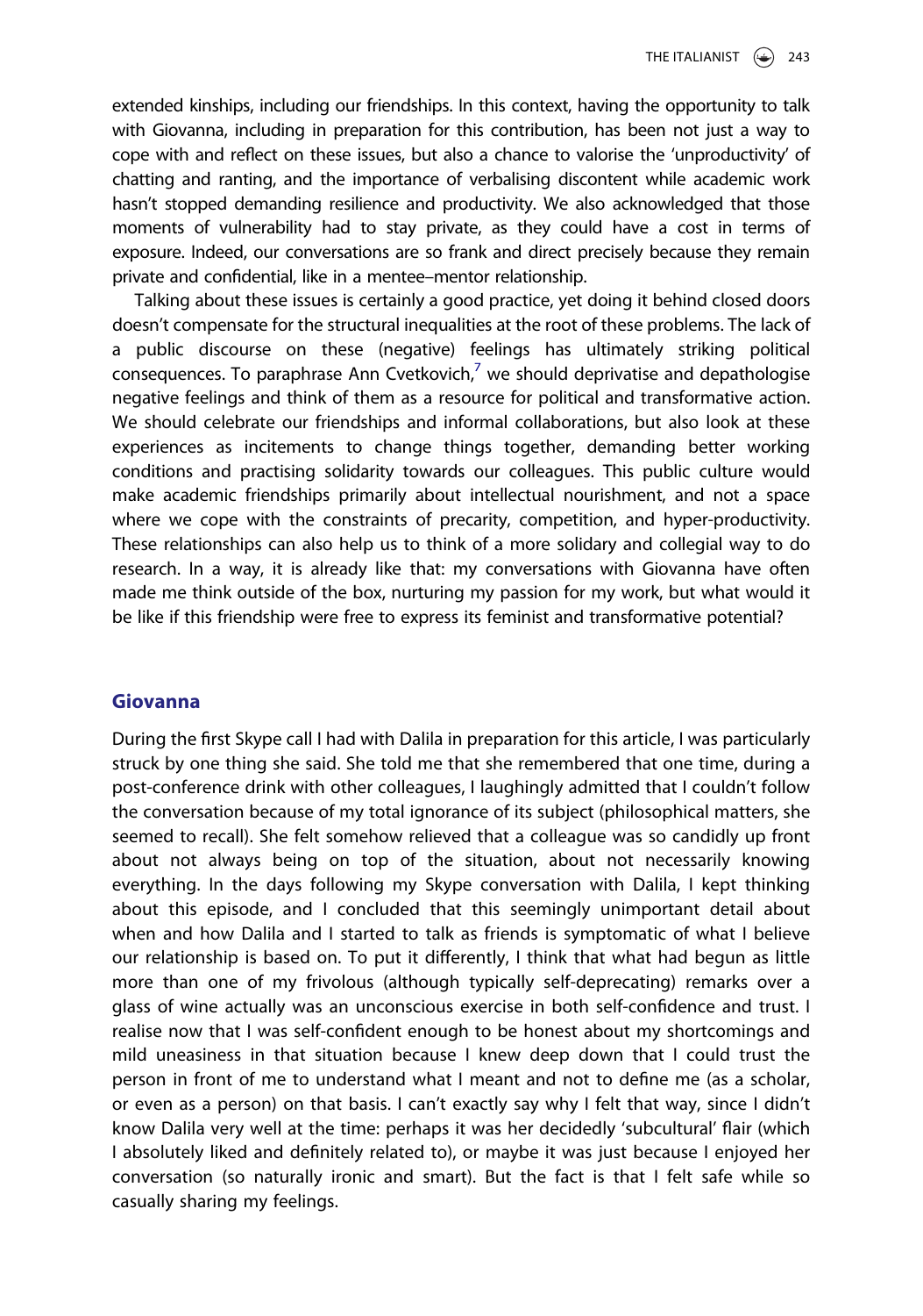extended kinships, including our friendships. In this context, having the opportunity to talk with Giovanna, including in preparation for this contribution, has been not just a way to cope with and reflect on these issues, but also a chance to valorise the 'unproductivity' of chatting and ranting, and the importance of verbalising discontent while academic work hasn't stopped demanding resilience and productivity. We also acknowledged that those moments of vulnerability had to stay private, as they could have a cost in terms of exposure. Indeed, our conversations are so frank and direct precisely because they remain private and confidential, like in a mentee–mentor relationship.

Talking about these issues is certainly a good practice, yet doing it behind closed doors doesn't compensate for the structural inequalities at the root of these problems. The lack of a public discourse on these (negative) feelings has ultimately striking political consequences. To paraphrase Ann Cvetkovich,[7] we should deprivatise and depathologise negative feelings and think of them as a resource for political and transformative action. We should celebrate our friendships and informal collaborations, but also look at these experiences as incitements to change things together, demanding better working conditions and practising solidarity towards our colleagues. This public culture would make academic friendships primarily about intellectual nourishment, and not a space where we cope with the constraints of precarity, competition, and hyper-productivity. These relationships can also help us to think of a more solidary and collegial way to do research. In a way, it is already like that: my conversations with Giovanna have often made me think outside of the box, nurturing my passion for my work, but what would it be like if this friendship were free to express its feminist and transformative potential?

## Giovanna

During the first Skype call I had with Dalila in preparation for this article, I was particularly struck by one thing she said. She told me that she remembered that one time, during a post-conference drink with other colleagues, I laughingly admitted that I couldn't follow the conversation because of my total ignorance of its subject (philosophical matters, she seemed to recall). She felt somehow relieved that a colleague was so candidly up front about not always being on top of the situation, about not necessarily knowing everything. In the days following my Skype conversation with Dalila, I kept thinking about this episode, and I concluded that this seemingly unimportant detail about when and how Dalila and I started to talk as friends is symptomatic of what I believe our relationship is based on. To put it differently, I think that what had begun as little more than one of my frivolous (although typically self-deprecating) remarks over a glass of wine actually was an unconscious exercise in both self-confidence and trust. I realise now that I was self-confident enough to be honest about my shortcomings and mild uneasiness in that situation because I knew deep down that I could trust the person in front of me to understand what I meant and not to define me (as a scholar, or even as a person) on that basis. I can't exactly say why I felt that way, since I didn't know Dalila very well at the time: perhaps it was her decidedly 'subcultural' flair (which I absolutely liked and definitely related to), or maybe it was just because I enjoyed her conversation (so naturally ironic and smart). But the fact is that I felt safe while so casually sharing my feelings.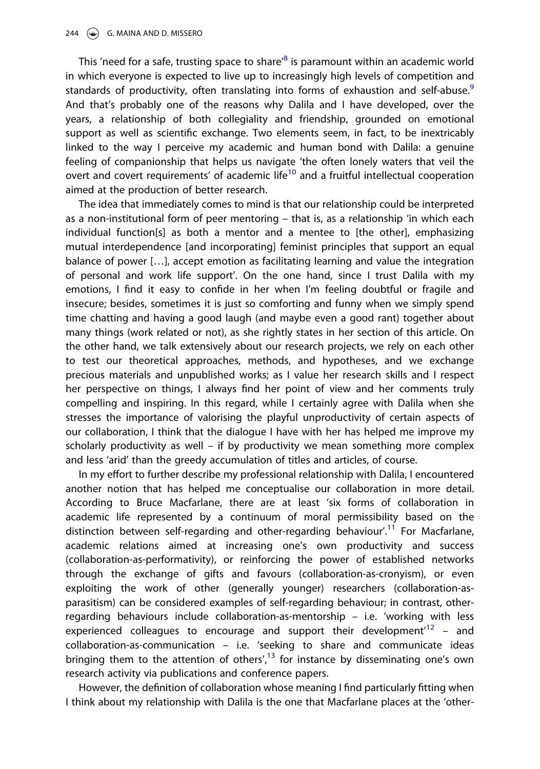This 'need for a safe, trusting space to share'[8] is paramount within an academic world in which everyone is expected to live up to increasingly high levels of competition and standards of productivity, often translating into forms of exhaustion and self-abuse.[9] And that's probably one of the reasons why Dalila and I have developed, over the years, a relationship of both collegiality and friendship, grounded on emotional support as well as scientific exchange. Two elements seem, in fact, to be inextricably linked to the way I perceive my academic and human bond with Dalila: a genuine feeling of companionship that helps us navigate 'the often lonely waters that veil the overt and covert requirements' of academic life[10] and a fruitful intellectual cooperation aimed at the production of better research.

The idea that immediately comes to mind is that our relationship could be interpreted as a non-institutional form of peer mentoring – that is, as a relationship 'in which each individual function[s] as both a mentor and a mentee to [the other], emphasizing mutual interdependence [and incorporating] feminist principles that support an equal balance of power […], accept emotion as facilitating learning and value the integration of personal and work life support'. On the one hand, since I trust Dalila with my emotions, I find it easy to confide in her when I'm feeling doubtful or fragile and insecure; besides, sometimes it is just so comforting and funny when we simply spend time chatting and having a good laugh (and maybe even a good rant) together about many things (work related or not), as she rightly states in her section of this article. On the other hand, we talk extensively about our research projects, we rely on each other to test our theoretical approaches, methods, and hypotheses, and we exchange precious materials and unpublished works; as I value her research skills and I respect her perspective on things, I always find her point of view and her comments truly compelling and inspiring. In this regard, while I certainly agree with Dalila when she stresses the importance of valorising the playful unproductivity of certain aspects of our collaboration, I think that the dialogue I have with her has helped me improve my scholarly productivity as well – if by productivity we mean something more complex and less 'arid' than the greedy accumulation of titles and articles, of course.

In my effort to further describe my professional relationship with Dalila, I encountered another notion that has helped me conceptualise our collaboration in more detail. According to Bruce Macfarlane, there are at least 'six forms of collaboration in academic life represented by a continuum of moral permissibility based on the distinction between self-regarding and other-regarding behaviour'.[11] For Macfarlane, academic relations aimed at increasing one's own productivity and success (collaboration-as-performativity), or reinforcing the power of established networks through the exchange of gifts and favours (collaboration-as-cronyism), or even exploiting the work of other (generally younger) researchers (collaboration-as-parasitism) can be considered examples of self-regarding behaviour; in contrast, other-regarding behaviours include collaboration-as-mentorship – i.e. 'working with less experienced colleagues to encourage and support their development'[12] – and collaboration-as-communication – i.e. 'seeking to share and communicate ideas bringing them to the attention of others',[13] for instance by disseminating one's own research activity via publications and conference papers.

However, the definition of collaboration whose meaning I find particularly fitting when I think about my relationship with Dalila is the one that Macfarlane places at the 'other-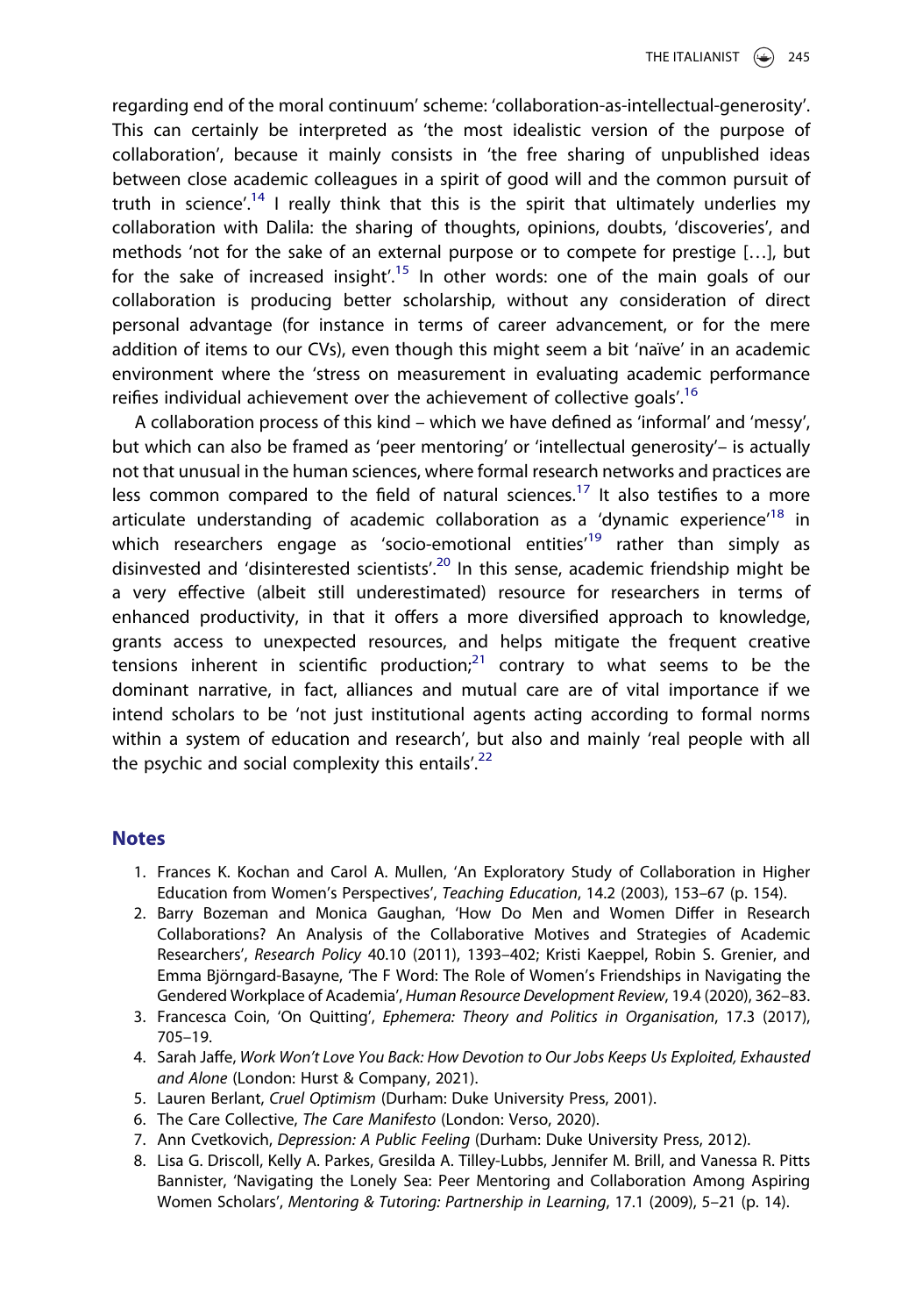regarding end of the moral continuum' scheme: 'collaboration-as-intellectual-generosity'. This can certainly be interpreted as 'the most idealistic version of the purpose of collaboration', because it mainly consists in 'the free sharing of unpublished ideas between close academic colleagues in a spirit of good will and the common pursuit of truth in science'.[14] I really think that this is the spirit that ultimately underlies my collaboration with Dalila: the sharing of thoughts, opinions, doubts, 'discoveries', and methods 'not for the sake of an external purpose or to compete for prestige […], but for the sake of increased insight'.[15] In other words: one of the main goals of our collaboration is producing better scholarship, without any consideration of direct personal advantage (for instance in terms of career advancement, or for the mere addition of items to our CVs), even though this might seem a bit 'naïve' in an academic environment where the 'stress on measurement in evaluating academic performance reifies individual achievement over the achievement of collective goals'.[16]

A collaboration process of this kind – which we have defined as 'informal' and 'messy', but which can also be framed as 'peer mentoring' or 'intellectual generosity'– is actually not that unusual in the human sciences, where formal research networks and practices are less common compared to the field of natural sciences.[17] It also testifies to a more articulate understanding of academic collaboration as a 'dynamic experience'[18] in which researchers engage as 'socio-emotional entities'[19] rather than simply as disinvested and 'disinterested scientists'.[20] In this sense, academic friendship might be a very effective (albeit still underestimated) resource for researchers in terms of enhanced productivity, in that it offers a more diversified approach to knowledge, grants access to unexpected resources, and helps mitigate the frequent creative tensions inherent in scientific production;[21] contrary to what seems to be the dominant narrative, in fact, alliances and mutual care are of vital importance if we intend scholars to be 'not just institutional agents acting according to formal norms within a system of education and research', but also and mainly 'real people with all the psychic and social complexity this entails'.[22]

## Notes

1. Frances K. Kochan and Carol A. Mullen, 'An Exploratory Study of Collaboration in Higher Education from Women's Perspectives', *Teaching Education*, 14.2 (2003), 153–67 (p. 154).
2. Barry Bozeman and Monica Gaughan, 'How Do Men and Women Differ in Research Collaborations? An Analysis of the Collaborative Motives and Strategies of Academic Researchers', *Research Policy* 40.10 (2011), 1393–402; Kristi Kaeppel, Robin S. Grenier, and Emma Björngard-Basayne, 'The F Word: The Role of Women's Friendships in Navigating the Gendered Workplace of Academia', *Human Resource Development Review*, 19.4 (2020), 362–83.
3. Francesca Coin, 'On Quitting', *Ephemera: Theory and Politics in Organisation*, 17.3 (2017), 705–19.
4. Sarah Jaffe, *Work Won't Love You Back: How Devotion to Our Jobs Keeps Us Exploited, Exhausted and Alone* (London: Hurst & Company, 2021).
5. Lauren Berlant, *Cruel Optimism* (Durham: Duke University Press, 2001).
6. The Care Collective, *The Care Manifesto* (London: Verso, 2020).
7. Ann Cvetkovich, *Depression: A Public Feeling* (Durham: Duke University Press, 2012).
8. Lisa G. Driscoll, Kelly A. Parkes, Gresilda A. Tilley-Lubbs, Jennifer M. Brill, and Vanessa R. Pitts Bannister, 'Navigating the Lonely Sea: Peer Mentoring and Collaboration Among Aspiring Women Scholars', *Mentoring & Tutoring: Partnership in Learning*, 17.1 (2009), 5–21 (p. 14).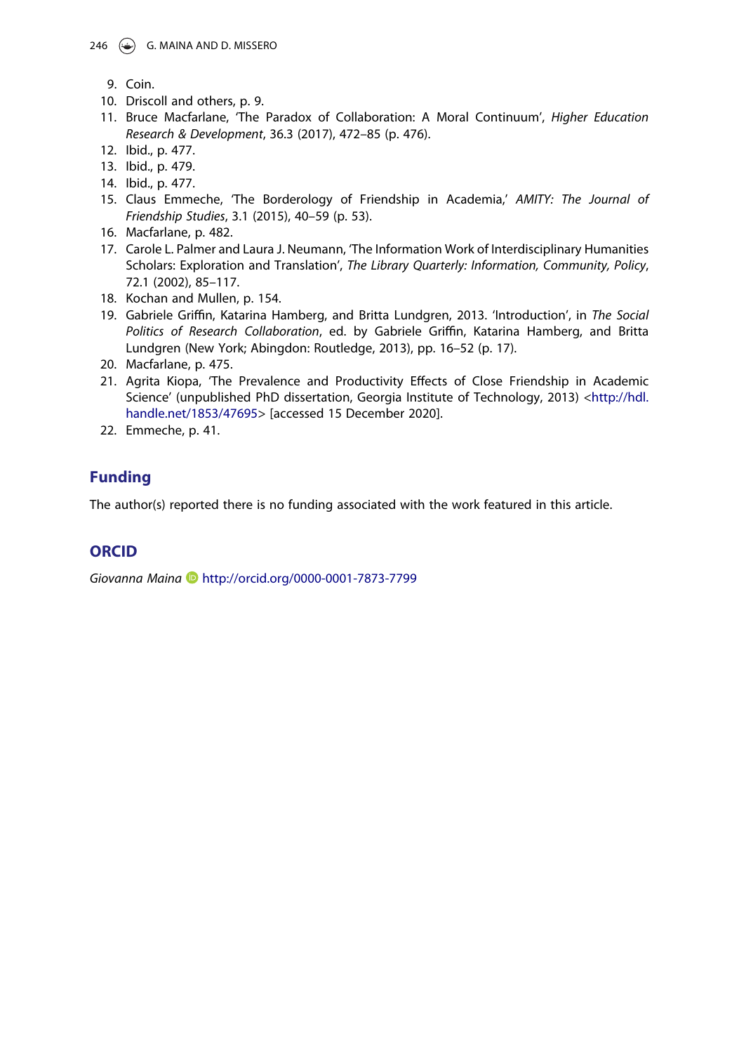9. Coin.
10. Driscoll and others, p. 9.
11. Bruce Macfarlane, 'The Paradox of Collaboration: A Moral Continuum', *Higher Education Research & Development*, 36.3 (2017), 472–85 (p. 476).
12. Ibid., p. 477.
13. Ibid., p. 479.
14. Ibid., p. 477.
15. Claus Emmeche, 'The Borderology of Friendship in Academia,' *AMITY: The Journal of Friendship Studies*, 3.1 (2015), 40–59 (p. 53).
16. Macfarlane, p. 482.
17. Carole L. Palmer and Laura J. Neumann, 'The Information Work of Interdisciplinary Humanities Scholars: Exploration and Translation', *The Library Quarterly: Information, Community, Policy*, 72.1 (2002), 85–117.
18. Kochan and Mullen, p. 154.
19. Gabriele Griffin, Katarina Hamberg, and Britta Lundgren, 2013. 'Introduction', in *The Social Politics of Research Collaboration*, ed. by Gabriele Griffin, Katarina Hamberg, and Britta Lundgren (New York; Abingdon: Routledge, 2013), pp. 16–52 (p. 17).
20. Macfarlane, p. 475.
21. Agrita Kiopa, 'The Prevalence and Productivity Effects of Close Friendship in Academic Science' (unpublished PhD dissertation, Georgia Institute of Technology, 2013) <http://hdl.handle.net/1853/47695> [accessed 15 December 2020].
22. Emmeche, p. 41.

## Funding

The author(s) reported there is no funding associated with the work featured in this article.

## ORCID

*Giovanna Maina* http://orcid.org/0000-0001-7873-7799